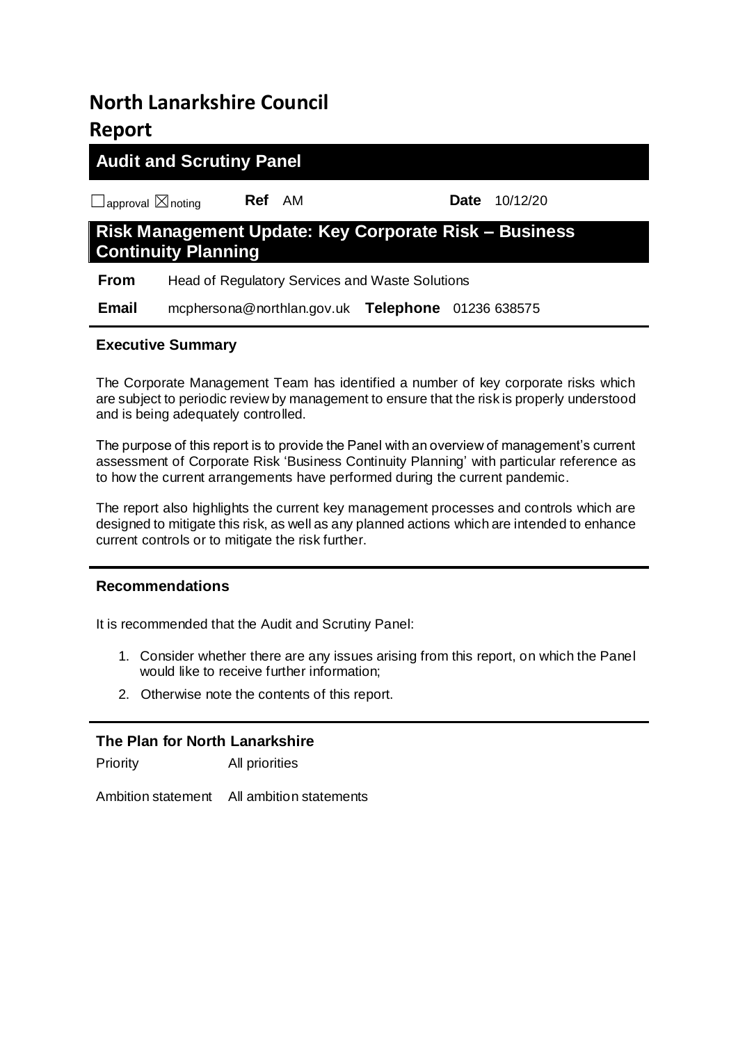# North Lanarkshire Council

# Report

## Audit and Scrutiny Panel

☐approval ☒noting **Ref** AM **Date** 10/12/20

## Risk Management Update: Key Corporate Risk – Business Continuity Planning

**From** Head of Regulatory Services and Waste Solutions

**Email** mcphersona@northlan.gov.uk **Telephone** 01236 638575

### Executive Summary

The Corporate Management Team has identified a number of key corporate risks which are subject to periodic review by management to ensure that the risk is properly understood and is being adequately controlled.

The purpose of this report is to provide the Panel with an overview of management's current assessment of Corporate Risk 'Business Continuity Planning' with particular reference as to how the current arrangements have performed during the current pandemic.

The report also highlights the current key management processes and controls which are designed to mitigate this risk, as well as any planned actions which are intended to enhance current controls or to mitigate the risk further.

### Recommendations

It is recommended that the Audit and Scrutiny Panel:

1. Consider whether there are any issues arising from this report, on which the Panel would like to receive further information;
2. Otherwise note the contents of this report.

### The Plan for North Lanarkshire

Priority All priorities

Ambition statement All ambition statements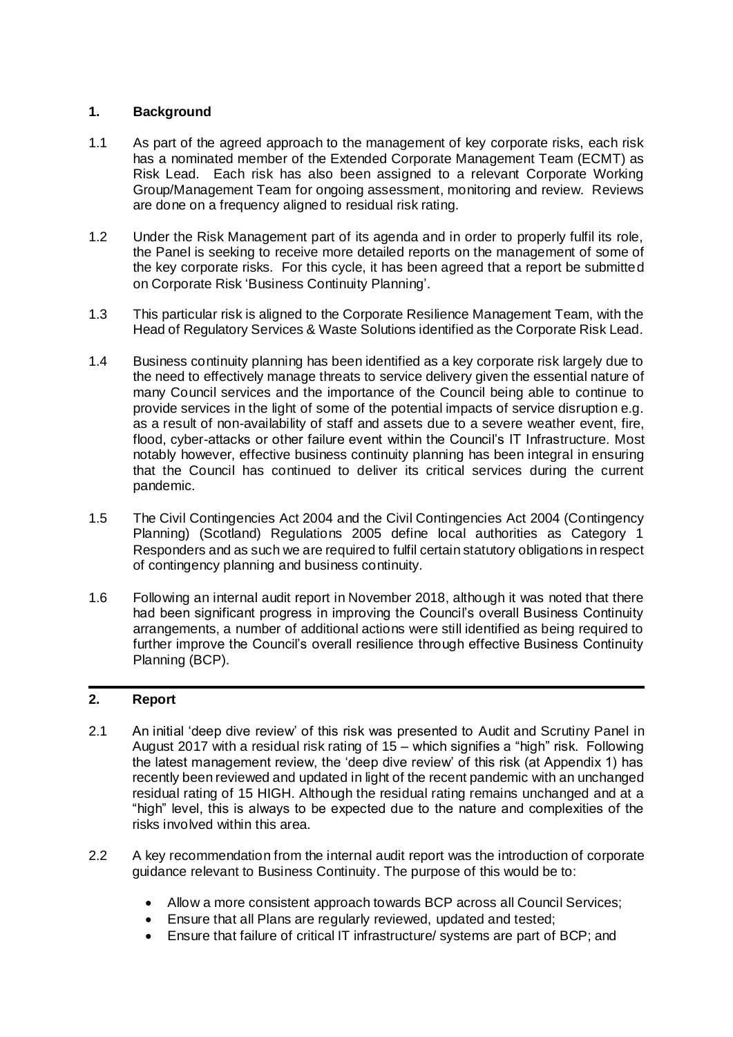## 1. Background

1.1 As part of the agreed approach to the management of key corporate risks, each risk has a nominated member of the Extended Corporate Management Team (ECMT) as Risk Lead. Each risk has also been assigned to a relevant Corporate Working Group/Management Team for ongoing assessment, monitoring and review. Reviews are done on a frequency aligned to residual risk rating.

1.2 Under the Risk Management part of its agenda and in order to properly fulfil its role, the Panel is seeking to receive more detailed reports on the management of some of the key corporate risks. For this cycle, it has been agreed that a report be submitted on Corporate Risk 'Business Continuity Planning'.

1.3 This particular risk is aligned to the Corporate Resilience Management Team, with the Head of Regulatory Services & Waste Solutions identified as the Corporate Risk Lead.

1.4 Business continuity planning has been identified as a key corporate risk largely due to the need to effectively manage threats to service delivery given the essential nature of many Council services and the importance of the Council being able to continue to provide services in the light of some of the potential impacts of service disruption e.g. as a result of non-availability of staff and assets due to a severe weather event, fire, flood, cyber-attacks or other failure event within the Council's IT Infrastructure. Most notably however, effective business continuity planning has been integral in ensuring that the Council has continued to deliver its critical services during the current pandemic.

1.5 The Civil Contingencies Act 2004 and the Civil Contingencies Act 2004 (Contingency Planning) (Scotland) Regulations 2005 define local authorities as Category 1 Responders and as such we are required to fulfil certain statutory obligations in respect of contingency planning and business continuity.

1.6 Following an internal audit report in November 2018, although it was noted that there had been significant progress in improving the Council's overall Business Continuity arrangements, a number of additional actions were still identified as being required to further improve the Council's overall resilience through effective Business Continuity Planning (BCP).

## 2. Report

2.1 An initial 'deep dive review' of this risk was presented to Audit and Scrutiny Panel in August 2017 with a residual risk rating of 15 – which signifies a "high" risk. Following the latest management review, the 'deep dive review' of this risk (at Appendix 1) has recently been reviewed and updated in light of the recent pandemic with an unchanged residual rating of 15 HIGH. Although the residual rating remains unchanged and at a "high" level, this is always to be expected due to the nature and complexities of the risks involved within this area.

2.2 A key recommendation from the internal audit report was the introduction of corporate guidance relevant to Business Continuity. The purpose of this would be to:

- Allow a more consistent approach towards BCP across all Council Services;
- Ensure that all Plans are regularly reviewed, updated and tested;
- Ensure that failure of critical IT infrastructure/ systems are part of BCP; and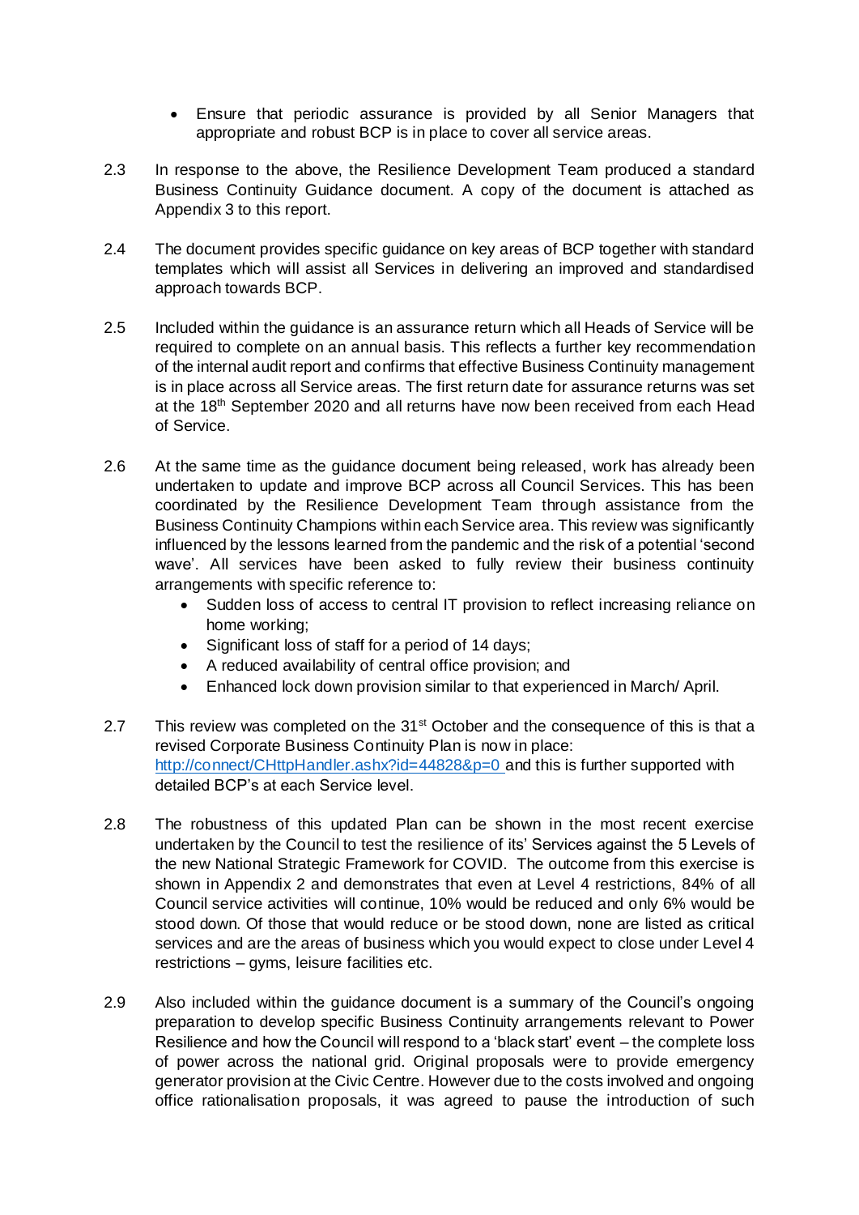- Ensure that periodic assurance is provided by all Senior Managers that appropriate and robust BCP is in place to cover all service areas.

2.3 In response to the above, the Resilience Development Team produced a standard Business Continuity Guidance document. A copy of the document is attached as Appendix 3 to this report.

2.4 The document provides specific guidance on key areas of BCP together with standard templates which will assist all Services in delivering an improved and standardised approach towards BCP.

2.5 Included within the guidance is an assurance return which all Heads of Service will be required to complete on an annual basis. This reflects a further key recommendation of the internal audit report and confirms that effective Business Continuity management is in place across all Service areas. The first return date for assurance returns was set at the 18th September 2020 and all returns have now been received from each Head of Service.

2.6 At the same time as the guidance document being released, work has already been undertaken to update and improve BCP across all Council Services. This has been coordinated by the Resilience Development Team through assistance from the Business Continuity Champions within each Service area. This review was significantly influenced by the lessons learned from the pandemic and the risk of a potential 'second wave'. All services have been asked to fully review their business continuity arrangements with specific reference to:

   - Sudden loss of access to central IT provision to reflect increasing reliance on home working;
   - Significant loss of staff for a period of 14 days;
   - A reduced availability of central office provision; and
   - Enhanced lock down provision similar to that experienced in March/ April.

2.7 This review was completed on the 31st October and the consequence of this is that a revised Corporate Business Continuity Plan is now in place: http://connect/CHttpHandler.ashx?id=44828&p=0 and this is further supported with detailed BCP's at each Service level.

2.8 The robustness of this updated Plan can be shown in the most recent exercise undertaken by the Council to test the resilience of its' Services against the 5 Levels of the new National Strategic Framework for COVID. The outcome from this exercise is shown in Appendix 2 and demonstrates that even at Level 4 restrictions, 84% of all Council service activities will continue, 10% would be reduced and only 6% would be stood down. Of those that would reduce or be stood down, none are listed as critical services and are the areas of business which you would expect to close under Level 4 restrictions – gyms, leisure facilities etc.

2.9 Also included within the guidance document is a summary of the Council's ongoing preparation to develop specific Business Continuity arrangements relevant to Power Resilience and how the Council will respond to a 'black start' event – the complete loss of power across the national grid. Original proposals were to provide emergency generator provision at the Civic Centre. However due to the costs involved and ongoing office rationalisation proposals, it was agreed to pause the introduction of such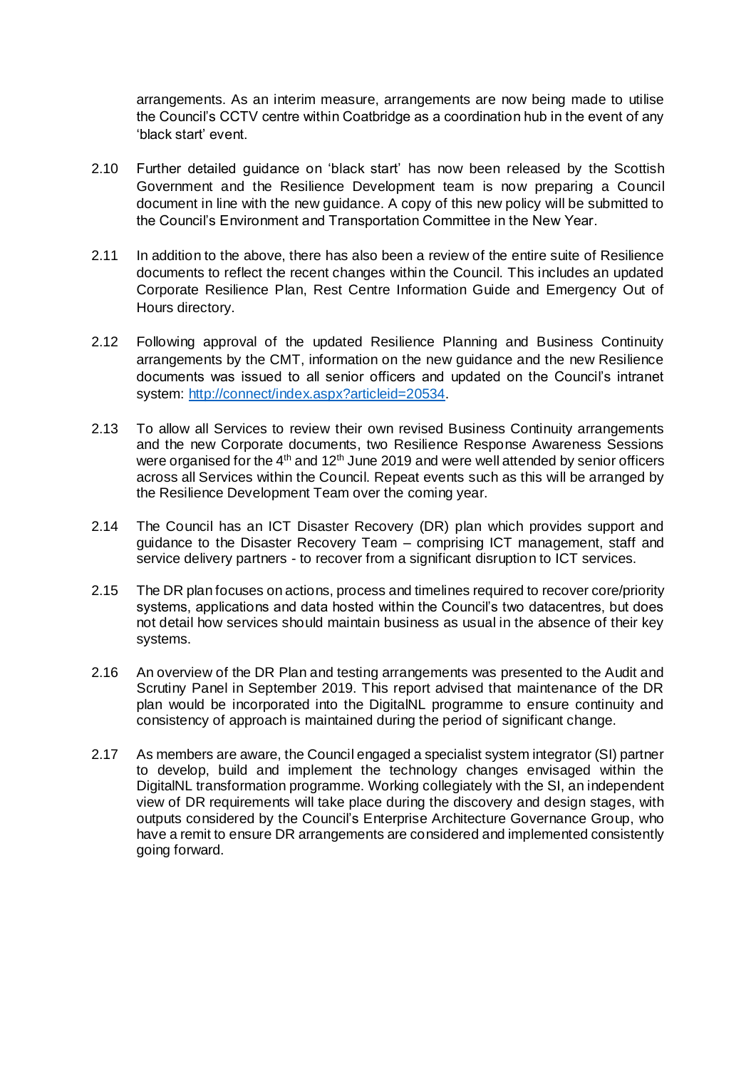arrangements. As an interim measure, arrangements are now being made to utilise the Council's CCTV centre within Coatbridge as a coordination hub in the event of any 'black start' event.

2.10 Further detailed guidance on 'black start' has now been released by the Scottish Government and the Resilience Development team is now preparing a Council document in line with the new guidance. A copy of this new policy will be submitted to the Council's Environment and Transportation Committee in the New Year.

2.11 In addition to the above, there has also been a review of the entire suite of Resilience documents to reflect the recent changes within the Council. This includes an updated Corporate Resilience Plan, Rest Centre Information Guide and Emergency Out of Hours directory.

2.12 Following approval of the updated Resilience Planning and Business Continuity arrangements by the CMT, information on the new guidance and the new Resilience documents was issued to all senior officers and updated on the Council's intranet system: [http://connect/index.aspx?articleid=20534](http://connect/index.aspx?articleid=20534).

2.13 To allow all Services to review their own revised Business Continuity arrangements and the new Corporate documents, two Resilience Response Awareness Sessions were organised for the 4th and 12th June 2019 and were well attended by senior officers across all Services within the Council. Repeat events such as this will be arranged by the Resilience Development Team over the coming year.

2.14 The Council has an ICT Disaster Recovery (DR) plan which provides support and guidance to the Disaster Recovery Team – comprising ICT management, staff and service delivery partners - to recover from a significant disruption to ICT services.

2.15 The DR plan focuses on actions, process and timelines required to recover core/priority systems, applications and data hosted within the Council's two datacentres, but does not detail how services should maintain business as usual in the absence of their key systems.

2.16 An overview of the DR Plan and testing arrangements was presented to the Audit and Scrutiny Panel in September 2019. This report advised that maintenance of the DR plan would be incorporated into the DigitalNL programme to ensure continuity and consistency of approach is maintained during the period of significant change.

2.17 As members are aware, the Council engaged a specialist system integrator (SI) partner to develop, build and implement the technology changes envisaged within the DigitalNL transformation programme. Working collegiately with the SI, an independent view of DR requirements will take place during the discovery and design stages, with outputs considered by the Council's Enterprise Architecture Governance Group, who have a remit to ensure DR arrangements are considered and implemented consistently going forward.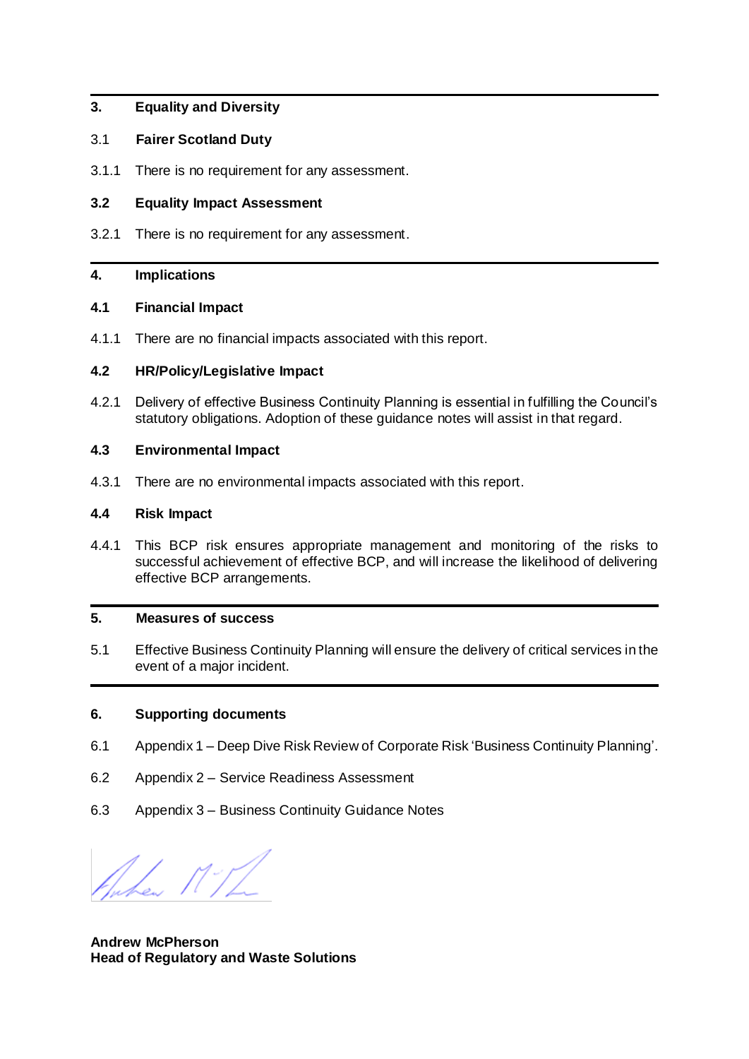## 3. Equality and Diversity

### 3.1 Fairer Scotland Duty

3.1.1 There is no requirement for any assessment.

### 3.2 Equality Impact Assessment

3.2.1 There is no requirement for any assessment.

## 4. Implications

### 4.1 Financial Impact

4.1.1 There are no financial impacts associated with this report.

### 4.2 HR/Policy/Legislative Impact

4.2.1 Delivery of effective Business Continuity Planning is essential in fulfilling the Council's statutory obligations. Adoption of these guidance notes will assist in that regard.

### 4.3 Environmental Impact

4.3.1 There are no environmental impacts associated with this report.

### 4.4 Risk Impact

4.4.1 This BCP risk ensures appropriate management and monitoring of the risks to successful achievement of effective BCP, and will increase the likelihood of delivering effective BCP arrangements.

## 5. Measures of success

5.1 Effective Business Continuity Planning will ensure the delivery of critical services in the event of a major incident.

## 6. Supporting documents

6.1 Appendix 1 – Deep Dive Risk Review of Corporate Risk 'Business Continuity Planning'.

6.2 Appendix 2 – Service Readiness Assessment

6.3 Appendix 3 – Business Continuity Guidance Notes

**Andrew McPherson**
**Head of Regulatory and Waste Solutions**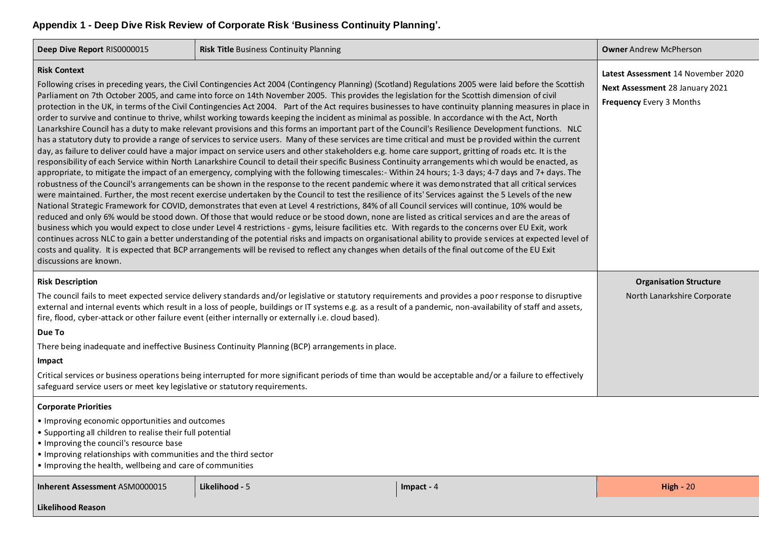### Appendix 1 - Deep Dive Risk Review of Corporate Risk 'Business Continuity Planning'.

| | | | |
|---|---|---|---|
| **Deep Dive Report** RIS0000015 | **Risk Title** Business Continuity Planning | | **Owner** Andrew McPherson |
| **Risk Context**<br>Following crises in preceding years, the Civil Contingencies Act 2004 (Contingency Planning) (Scotland) Regulations 2005 were laid before the Scottish Parliament on 7th October 2005, and came into force on 14th November 2005. This provides the legislation for the Scottish dimension of civil protection in the UK, in terms of the Civil Contingencies Act 2004. Part of the Act requires businesses to have continuity planning measures in place in order to survive and continue to thrive, whilst working towards keeping the incident as minimal as possible. In accordance with the Act, North Lanarkshire Council has a duty to make relevant provisions and this forms an important part of the Council's Resilience Development functions. NLC has a statutory duty to provide a range of services to service users. Many of these services are time critical and must be provided within the current day, as failure to deliver could have a major impact on service users and other stakeholders e.g. home care support, gritting of roads etc. It is the responsibility of each Service within North Lanarkshire Council to detail their specific Business Continuity arrangements which would be enacted, as appropriate, to mitigate the impact of an emergency, complying with the following timescales:- Within 24 hours; 1-3 days; 4-7 days and 7+ days. The robustness of the Council's arrangements can be shown in the response to the recent pandemic where it was demonstrated that all critical services were maintained. Further, the most recent exercise undertaken by the Council to test the resilience of its' Services against the 5 Levels of the new National Strategic Framework for COVID, demonstrates that even at Level 4 restrictions, 84% of all Council services will continue, 10% would be reduced and only 6% would be stood down. Of those that would reduce or be stood down, none are listed as critical services and are the areas of business which you would expect to close under Level 4 restrictions - gyms, leisure facilities etc. With regards to the concerns over EU Exit, work continues across NLC to gain a better understanding of the potential risks and impacts on organisational ability to provide services at expected level of costs and quality. It is expected that BCP arrangements will be revised to reflect any changes when details of the final outcome of the EU Exit discussions are known. | | | **Latest Assessment** 14 November 2020<br>**Next Assessment** 28 January 2021<br>**Frequency** Every 3 Months |
| **Risk Description**<br>The council fails to meet expected service delivery standards and/or legislative or statutory requirements and provides a poor response to disruptive external and internal events which result in a loss of people, buildings or IT systems e.g. as a result of a pandemic, non-availability of staff and assets, fire, flood, cyber-attack or other failure event (either internally or externally i.e. cloud based).<br>**Due To**<br>There being inadequate and ineffective Business Continuity Planning (BCP) arrangements in place.<br>**Impact**<br>Critical services or business operations being interrupted for more significant periods of time than would be acceptable and/or a failure to effectively safeguard service users or meet key legislative or statutory requirements. | | | **Organisation Structure**<br>North Lanarkshire Corporate |
| **Corporate Priorities**<br>• Improving economic opportunities and outcomes<br>• Supporting all children to realise their full potential<br>• Improving the council's resource base<br>• Improving relationships with communities and the third sector<br>• Improving the health, wellbeing and care of communities | | | |
| **Inherent Assessment** ASM0000015 | **Likelihood -** 5 | **Impact -** 4 | **High -** 20 |
| **Likelihood Reason** | | | |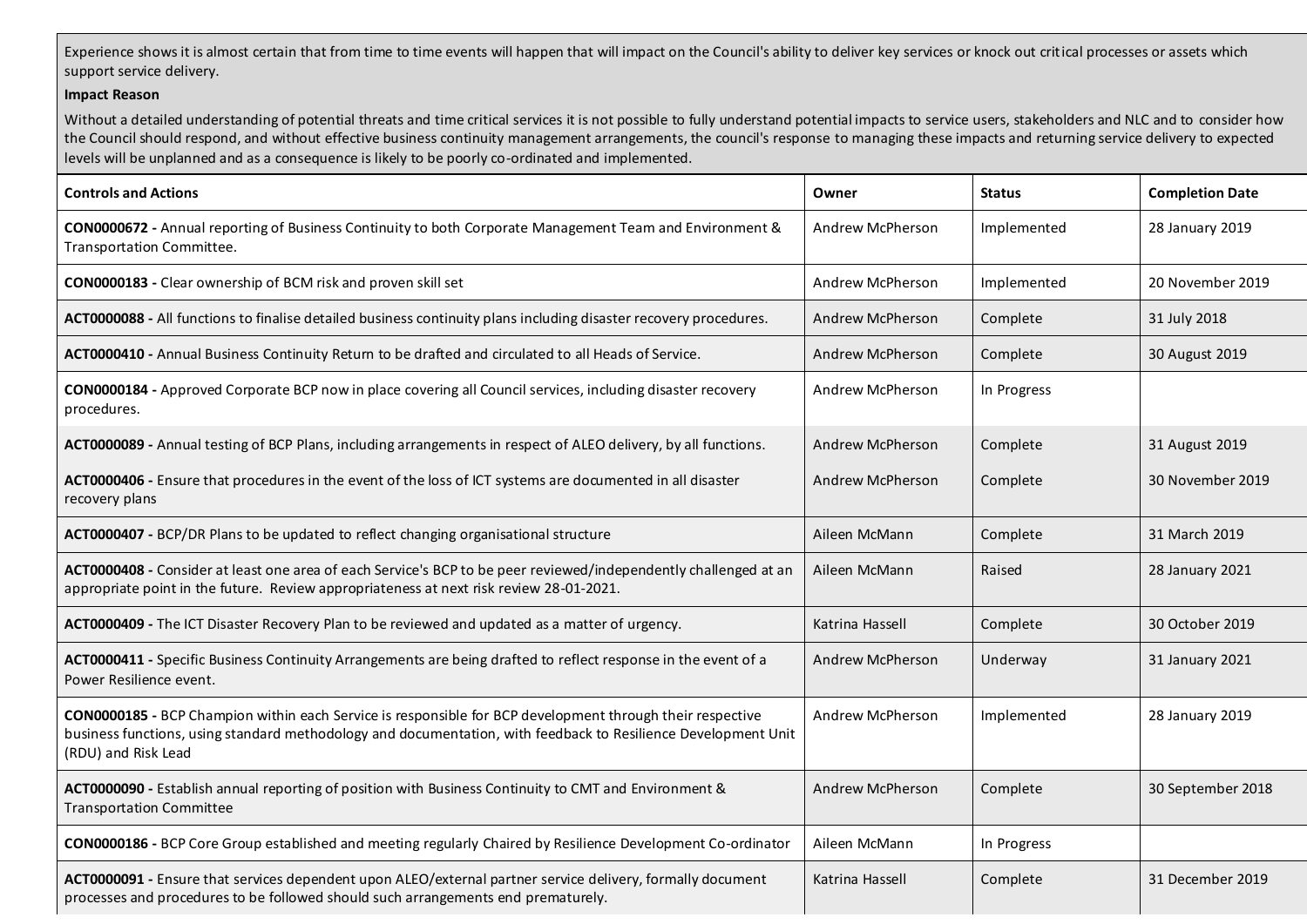Experience shows it is almost certain that from time to time events will happen that will impact on the Council's ability to deliver key services or knock out critical processes or assets which support service delivery.

**Impact Reason**

Without a detailed understanding of potential threats and time critical services it is not possible to fully understand potential impacts to service users, stakeholders and NLC and to consider how the Council should respond, and without effective business continuity management arrangements, the council's response to managing these impacts and returning service delivery to expected levels will be unplanned and as a consequence is likely to be poorly co-ordinated and implemented.

| **Controls and Actions** | **Owner** | **Status** | **Completion Date** |
|---|---|---|---|
| **CON0000672 -** Annual reporting of Business Continuity to both Corporate Management Team and Environment & Transportation Committee. | Andrew McPherson | Implemented | 28 January 2019 |
| **CON0000183 -** Clear ownership of BCM risk and proven skill set | Andrew McPherson | Implemented | 20 November 2019 |
| **ACT0000088 -** All functions to finalise detailed business continuity plans including disaster recovery procedures. | Andrew McPherson | Complete | 31 July 2018 |
| **ACT0000410 -** Annual Business Continuity Return to be drafted and circulated to all Heads of Service. | Andrew McPherson | Complete | 30 August 2019 |
| **CON0000184 -** Approved Corporate BCP now in place covering all Council services, including disaster recovery procedures. | Andrew McPherson | In Progress | |
| **ACT0000089 -** Annual testing of BCP Plans, including arrangements in respect of ALEO delivery, by all functions. | Andrew McPherson | Complete | 31 August 2019 |
| **ACT0000406 -** Ensure that procedures in the event of the loss of ICT systems are documented in all disaster recovery plans | Andrew McPherson | Complete | 30 November 2019 |
| **ACT0000407 -** BCP/DR Plans to be updated to reflect changing organisational structure | Aileen McMann | Complete | 31 March 2019 |
| **ACT0000408 -** Consider at least one area of each Service's BCP to be peer reviewed/independently challenged at an appropriate point in the future. Review appropriateness at next risk review 28-01-2021. | Aileen McMann | Raised | 28 January 2021 |
| **ACT0000409 -** The ICT Disaster Recovery Plan to be reviewed and updated as a matter of urgency. | Katrina Hassell | Complete | 30 October 2019 |
| **ACT0000411 -** Specific Business Continuity Arrangements are being drafted to reflect response in the event of a Power Resilience event. | Andrew McPherson | Underway | 31 January 2021 |
| **CON0000185 -** BCP Champion within each Service is responsible for BCP development through their respective business functions, using standard methodology and documentation, with feedback to Resilience Development Unit (RDU) and Risk Lead | Andrew McPherson | Implemented | 28 January 2019 |
| **ACT0000090 -** Establish annual reporting of position with Business Continuity to CMT and Environment & Transportation Committee | Andrew McPherson | Complete | 30 September 2018 |
| **CON0000186 -** BCP Core Group established and meeting regularly Chaired by Resilience Development Co-ordinator | Aileen McMann | In Progress | |
| **ACT0000091 -** Ensure that services dependent upon ALEO/external partner service delivery, formally document processes and procedures to be followed should such arrangements end prematurely. | Katrina Hassell | Complete | 31 December 2019 |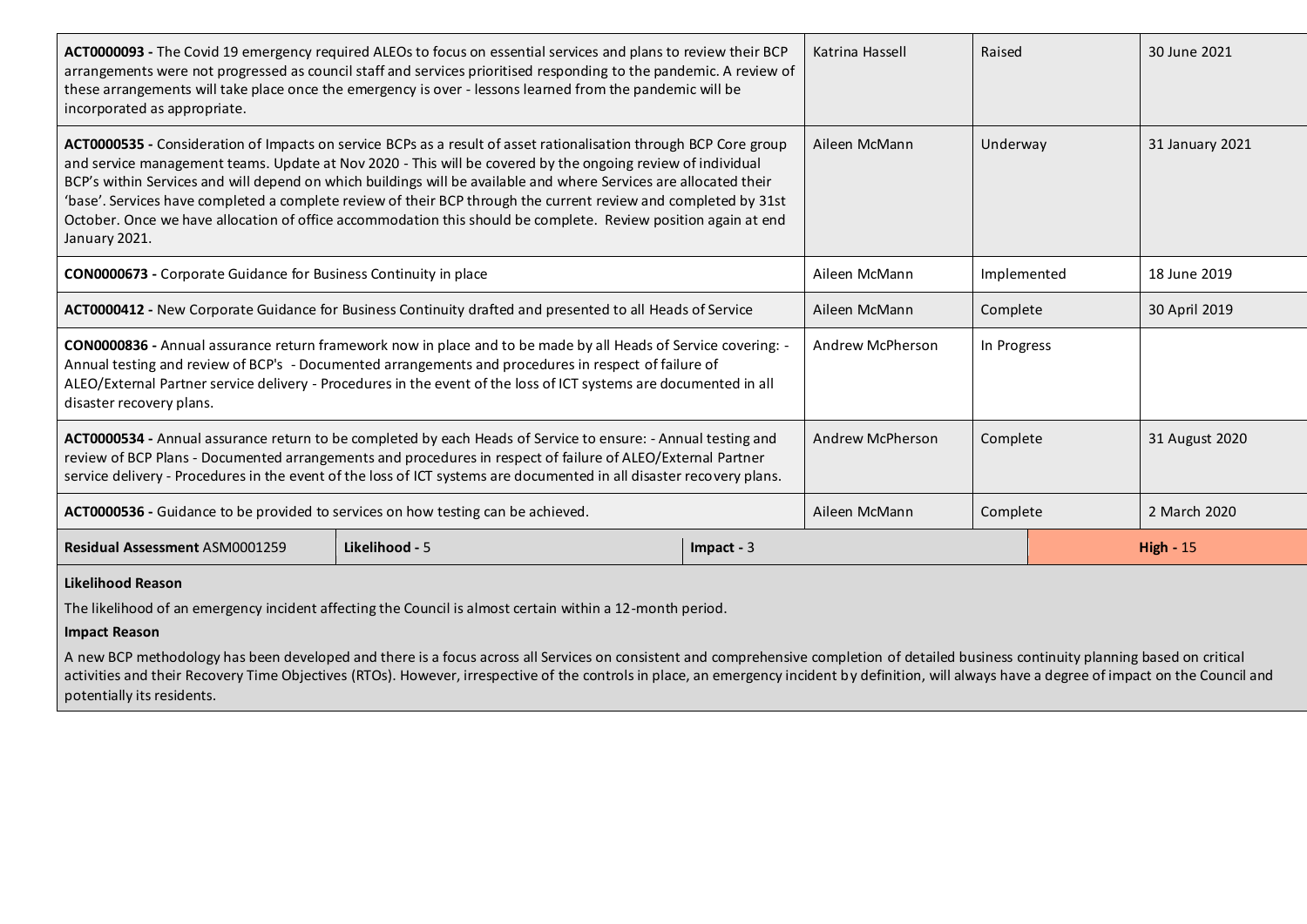| | | | |
|---|---|---|---|
| **ACT0000093 -** The Covid 19 emergency required ALEOs to focus on essential services and plans to review their BCP arrangements were not progressed as council staff and services prioritised responding to the pandemic. A review of these arrangements will take place once the emergency is over - lessons learned from the pandemic will be incorporated as appropriate. | Katrina Hassell | Raised | 30 June 2021 |
| **ACT0000535 -** Consideration of Impacts on service BCPs as a result of asset rationalisation through BCP Core group and service management teams. Update at Nov 2020 - This will be covered by the ongoing review of individual BCP's within Services and will depend on which buildings will be available and where Services are allocated their 'base'. Services have completed a complete review of their BCP through the current review and completed by 31st October. Once we have allocation of office accommodation this should be complete. Review position again at end January 2021. | Aileen McMann | Underway | 31 January 2021 |
| **CON0000673 -** Corporate Guidance for Business Continuity in place | Aileen McMann | Implemented | 18 June 2019 |
| **ACT0000412 -** New Corporate Guidance for Business Continuity drafted and presented to all Heads of Service | Aileen McMann | Complete | 30 April 2019 |
| **CON0000836 -** Annual assurance return framework now in place and to be made by all Heads of Service covering: - Annual testing and review of BCP's - Documented arrangements and procedures in respect of failure of ALEO/External Partner service delivery - Procedures in the event of the loss of ICT systems are documented in all disaster recovery plans. | Andrew McPherson | In Progress | |
| **ACT0000534 -** Annual assurance return to be completed by each Heads of Service to ensure: - Annual testing and review of BCP Plans - Documented arrangements and procedures in respect of failure of ALEO/External Partner service delivery - Procedures in the event of the loss of ICT systems are documented in all disaster recovery plans. | Andrew McPherson | Complete | 31 August 2020 |
| **ACT0000536 -** Guidance to be provided to services on how testing can be achieved. | Aileen McMann | Complete | 2 March 2020 |

| | | | |
|---|---|---|---|
| **Residual Assessment** ASM0001259 | **Likelihood -** 5 | **Impact -** 3 | **High -** 15 |

**Likelihood Reason**

The likelihood of an emergency incident affecting the Council is almost certain within a 12-month period.

**Impact Reason**

A new BCP methodology has been developed and there is a focus across all Services on consistent and comprehensive completion of detailed business continuity planning based on critical activities and their Recovery Time Objectives (RTOs). However, irrespective of the controls in place, an emergency incident by definition, will always have a degree of impact on the Council and potentially its residents.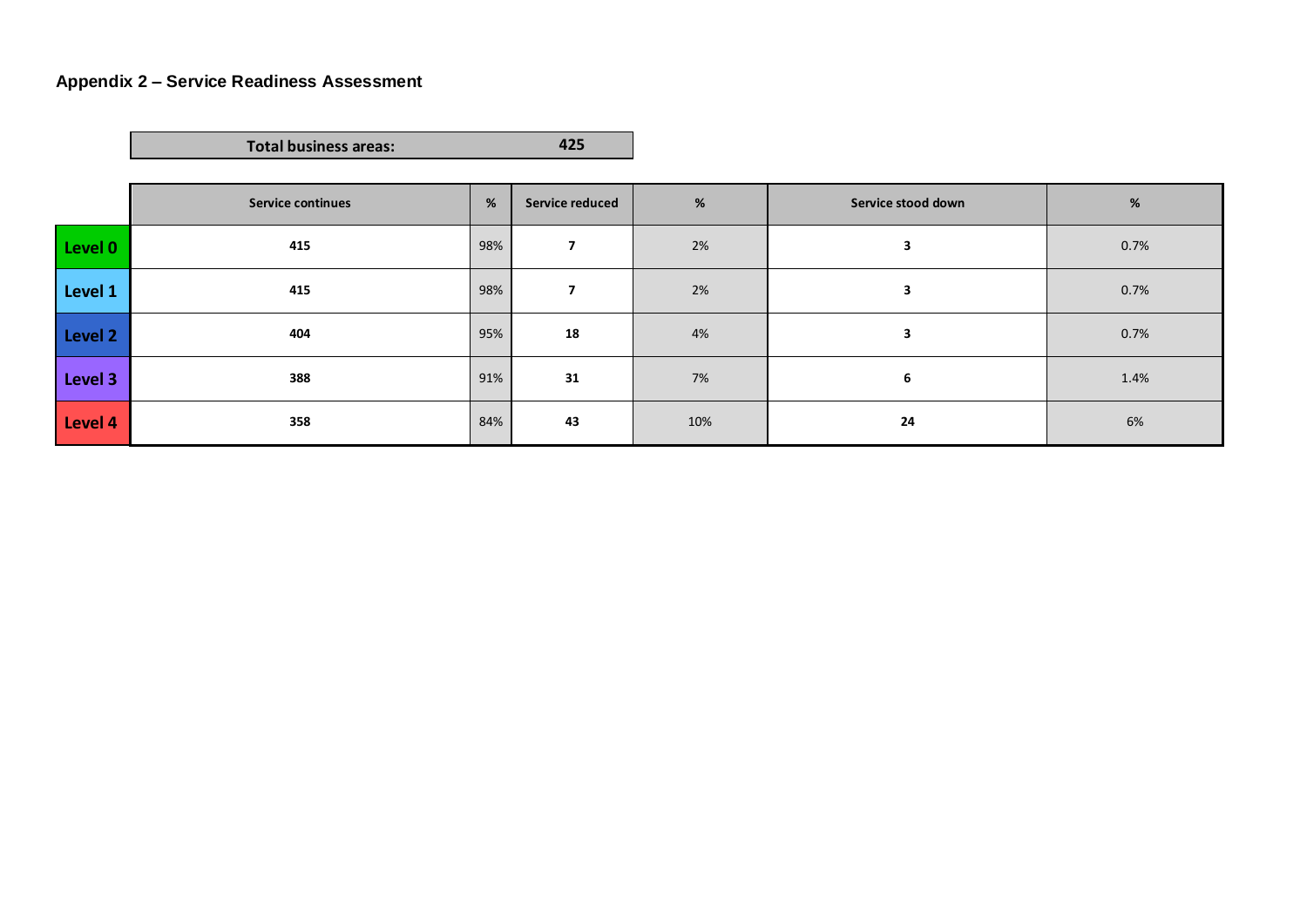## Appendix 2 – Service Readiness Assessment

| Total business areas: | 425 |
|---|---|

| | Service continues | % | Service reduced | % | Service stood down | % |
|---|---|---|---|---|---|---|
| Level 0 | 415 | 98% | 7 | 2% | 3 | 0.7% |
| Level 1 | 415 | 98% | 7 | 2% | 3 | 0.7% |
| Level 2 | 404 | 95% | 18 | 4% | 3 | 0.7% |
| Level 3 | 388 | 91% | 31 | 7% | 6 | 1.4% |
| Level 4 | 358 | 84% | 43 | 10% | 24 | 6% |